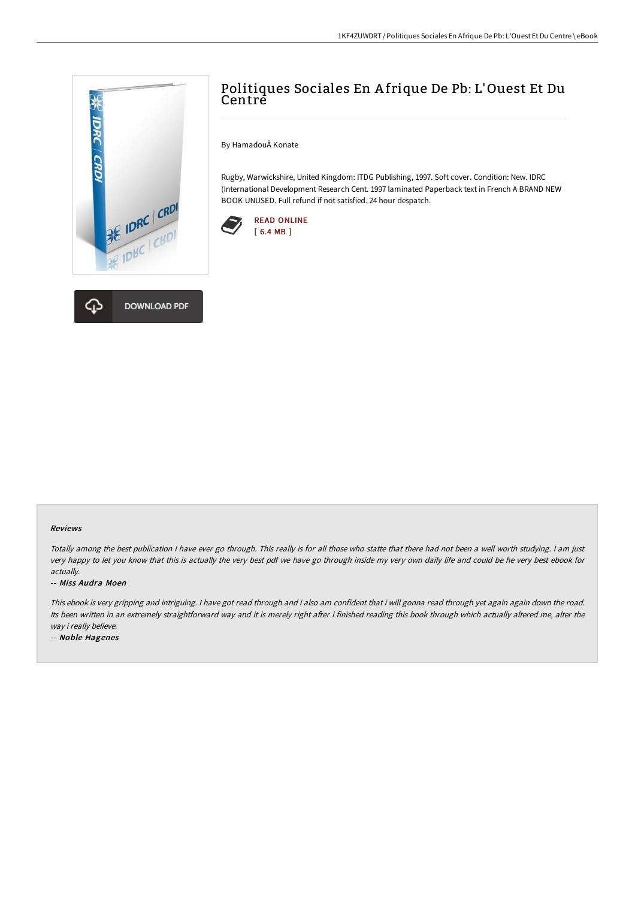# Politiques Sociales En Afrique De Pb: L'Ouest Et Du Centre

By HamadouÂ Konate

Rugby, Warwickshire, United Kingdom: ITDG Publishing, 1997. Soft cover. Condition: New. IDRC (International Development Research Cent. 1997 laminated Paperback text in French A BRAND NEW BOOK UNUSED. Full refund if not satisfied. 24 hour despatch.

READ ONLINE
[ 6.4 MB ]

DOWNLOAD PDF

### Reviews

*Totally among the best publication I have ever go through. This really is for all those who statte that there had not been a well worth studying. I am just very happy to let you know that this is actually the very best pdf we have go through inside my very own daily life and could be he very best ebook for actually.*

-- ***Miss Audra Moen***

*This ebook is very gripping and intriguing. I have got read through and i also am confident that i will gonna read through yet again again down the road. Its been written in an extremely straightforward way and it is merely right after i finished reading this book through which actually altered me, alter the way i really believe.*

-- ***Noble Hagenes***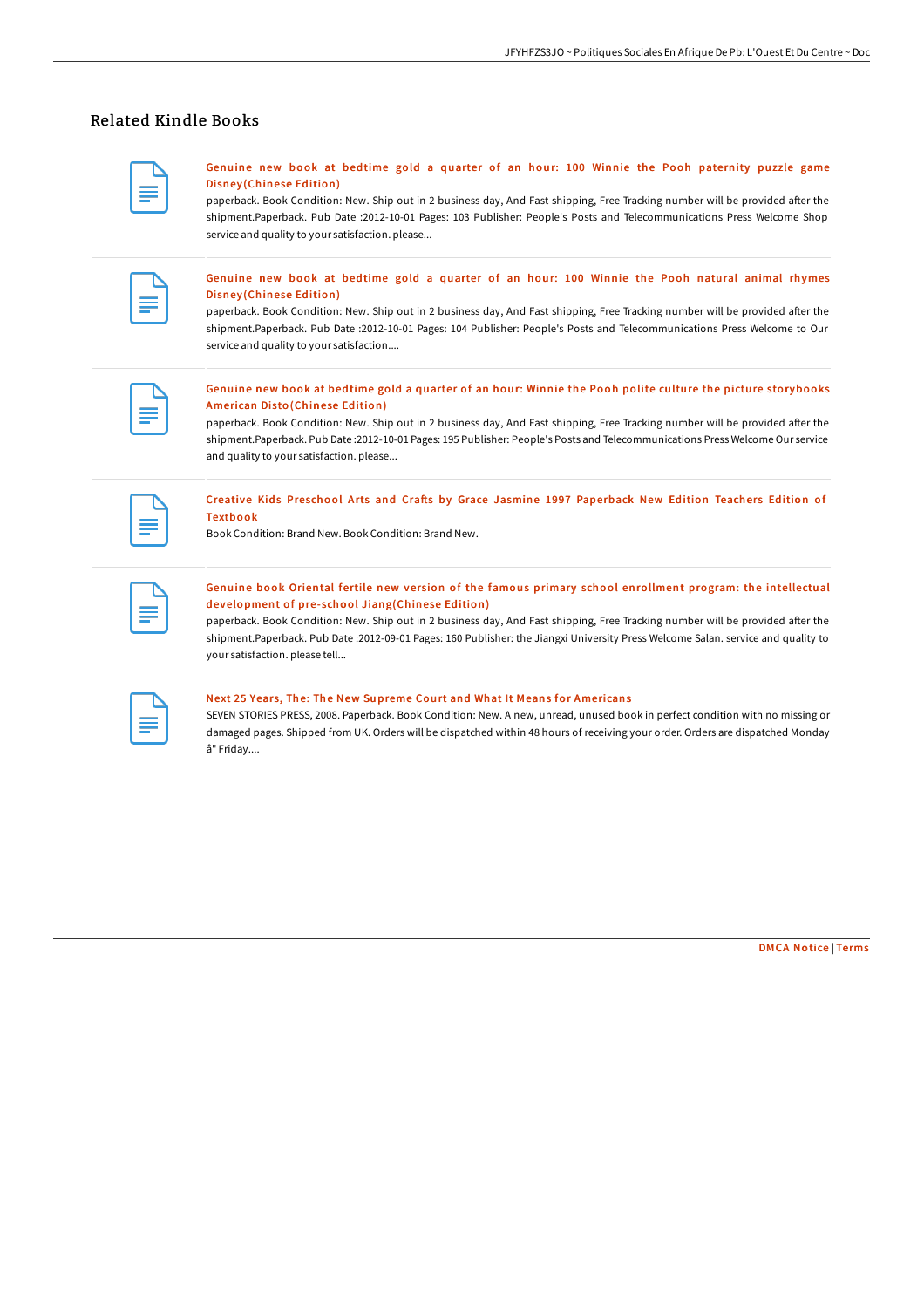## Related Kindle Books

**Genuine new book at bedtime gold a quarter of an hour: 100 Winnie the Pooh paternity puzzle game Disney(Chinese Edition)**

paperback. Book Condition: New. Ship out in 2 business day, And Fast shipping, Free Tracking number will be provided after the shipment.Paperback. Pub Date :2012-10-01 Pages: 103 Publisher: People's Posts and Telecommunications Press Welcome Shop service and quality to your satisfaction. please...

**Genuine new book at bedtime gold a quarter of an hour: 100 Winnie the Pooh natural animal rhymes Disney(Chinese Edition)**

paperback. Book Condition: New. Ship out in 2 business day, And Fast shipping, Free Tracking number will be provided after the shipment.Paperback. Pub Date :2012-10-01 Pages: 104 Publisher: People's Posts and Telecommunications Press Welcome to Our service and quality to your satisfaction....

**Genuine new book at bedtime gold a quarter of an hour: Winnie the Pooh polite culture the picture storybooks American Disto(Chinese Edition)**

paperback. Book Condition: New. Ship out in 2 business day, And Fast shipping, Free Tracking number will be provided after the shipment.Paperback. Pub Date :2012-10-01 Pages: 195 Publisher: People's Posts and Telecommunications Press Welcome Our service and quality to your satisfaction. please...

**Creative Kids Preschool Arts and Crafts by Grace Jasmine 1997 Paperback New Edition Teachers Edition of Textbook**

Book Condition: Brand New. Book Condition: Brand New.

**Genuine book Oriental fertile new version of the famous primary school enrollment program: the intellectual development of pre-school Jiang(Chinese Edition)**

paperback. Book Condition: New. Ship out in 2 business day, And Fast shipping, Free Tracking number will be provided after the shipment.Paperback. Pub Date :2012-09-01 Pages: 160 Publisher: the Jiangxi University Press Welcome Salan. service and quality to your satisfaction. please tell...

**Next 25 Years, The: The New Supreme Court and What It Means for Americans**

SEVEN STORIES PRESS, 2008. Paperback. Book Condition: New. A new, unread, unused book in perfect condition with no missing or damaged pages. Shipped from UK. Orders will be dispatched within 48 hours of receiving your order. Orders are dispatched Monday â" Friday....

DMCA Notice | Terms